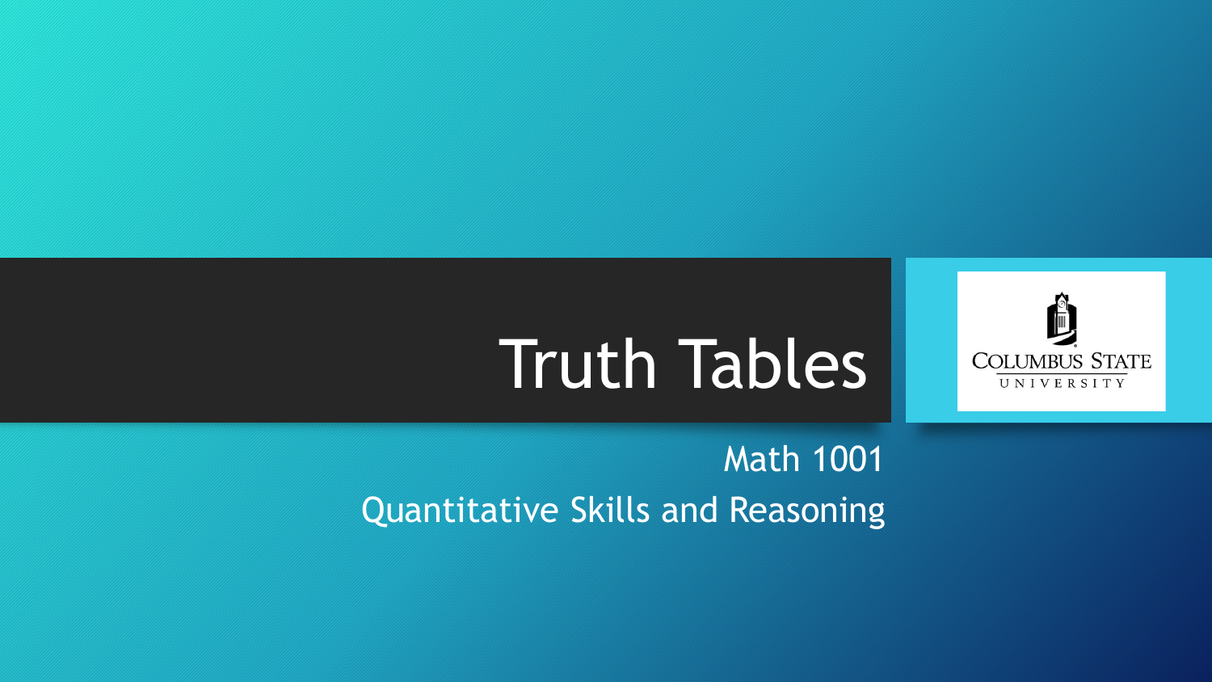# Truth Tables

Math 1001

Quantitative Skills and Reasoning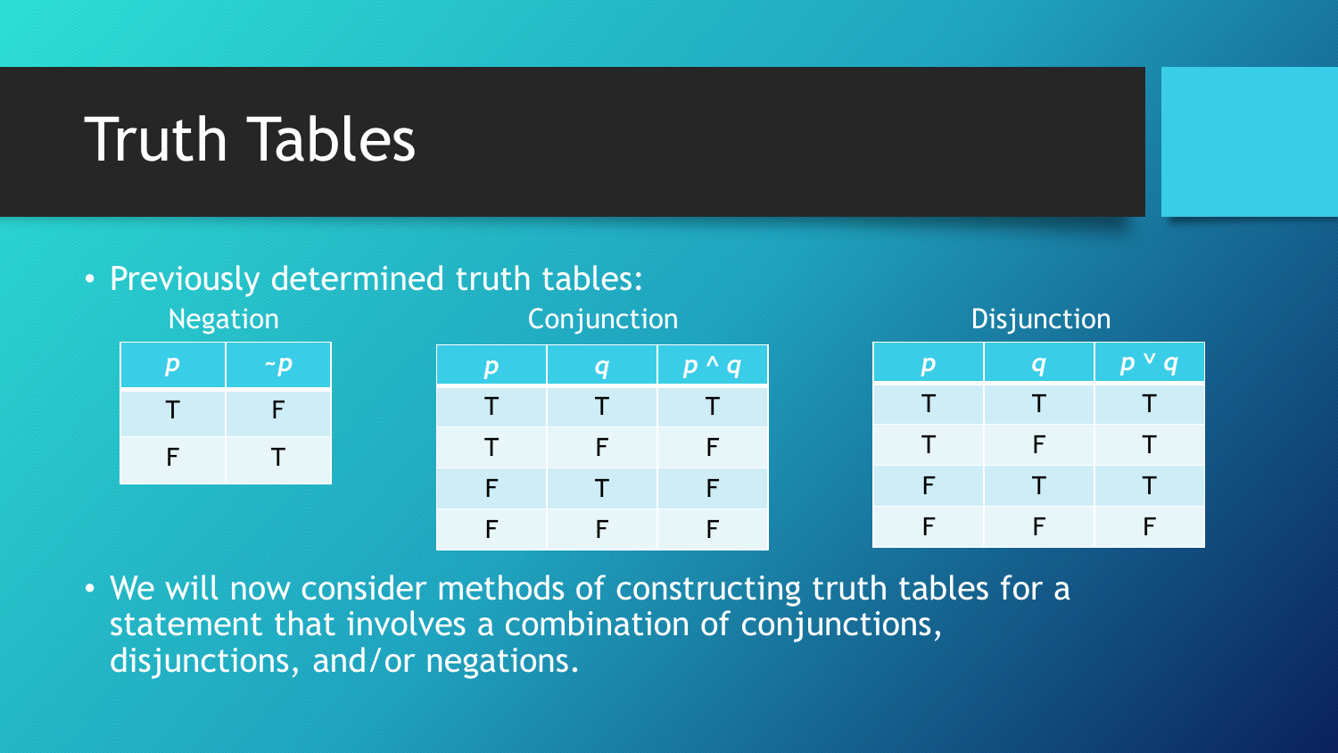# Truth Tables

- Previously determined truth tables:

Negation

| $p$ | $\sim p$ |
|---|---|
| T | F |
| F | T |

Conjunction

| $p$ | $q$ | $p \wedge q$ |
|---|---|---|
| T | T | T |
| T | F | F |
| F | T | F |
| F | F | F |

Disjunction

| $p$ | $q$ | $p \vee q$ |
|---|---|---|
| T | T | T |
| T | F | T |
| F | T | T |
| F | F | F |

- We will now consider methods of constructing truth tables for a statement that involves a combination of conjunctions, disjunctions, and/or negations.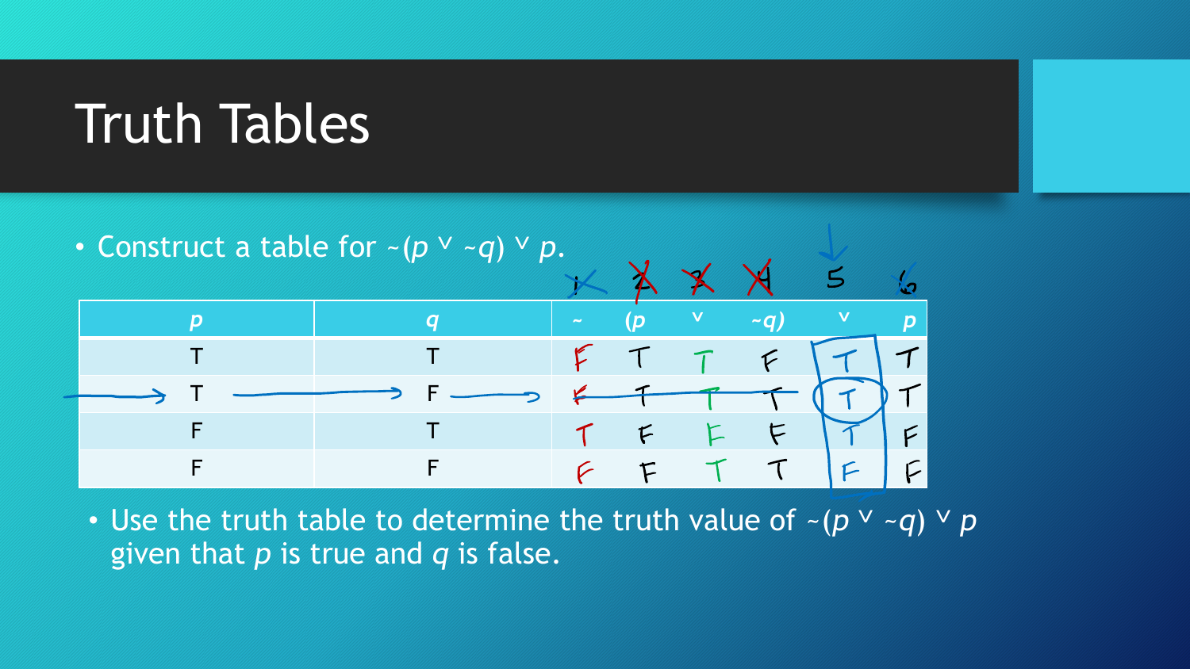# Truth Tables

- Construct a table for $\sim(p \vee \sim q) \vee p$.

| $p$ | $q$ | ~ | $(p$ | $\vee$ | $\sim q)$ | $\vee$ | $p$ |
|---|---|---|---|---|---|---|---|
| T | T | F | T | T | F | T | T |
| T | F | F | T | T | T | T | T |
| F | T | T | F | F | F | T | F |
| F | F | F | F | T | T | F | F |

- Use the truth table to determine the truth value of $\sim(p \vee \sim q) \vee p$ given that $p$ is true and $q$ is false.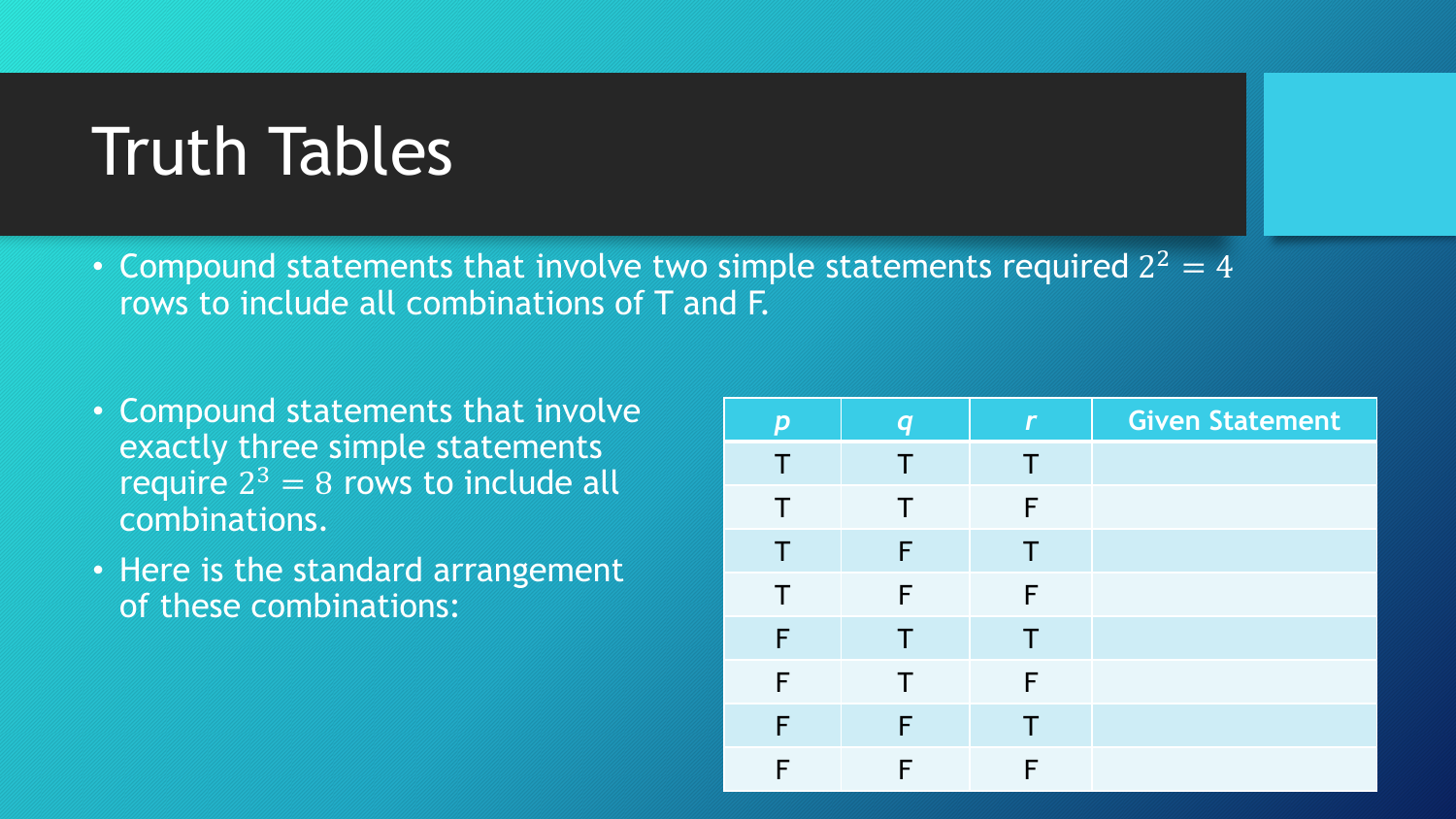# Truth Tables

- Compound statements that involve two simple statements required $2^2 = 4$ rows to include all combinations of T and F.

- Compound statements that involve exactly three simple statements require $2^3 = 8$ rows to include all combinations.
- Here is the standard arrangement of these combinations:

| *p* | *q* | *r* | Given Statement |
|---|---|---|---|
| T | T | T | |
| T | T | F | |
| T | F | T | |
| T | F | F | |
| F | T | T | |
| F | T | F | |
| F | F | T | |
| F | F | F | |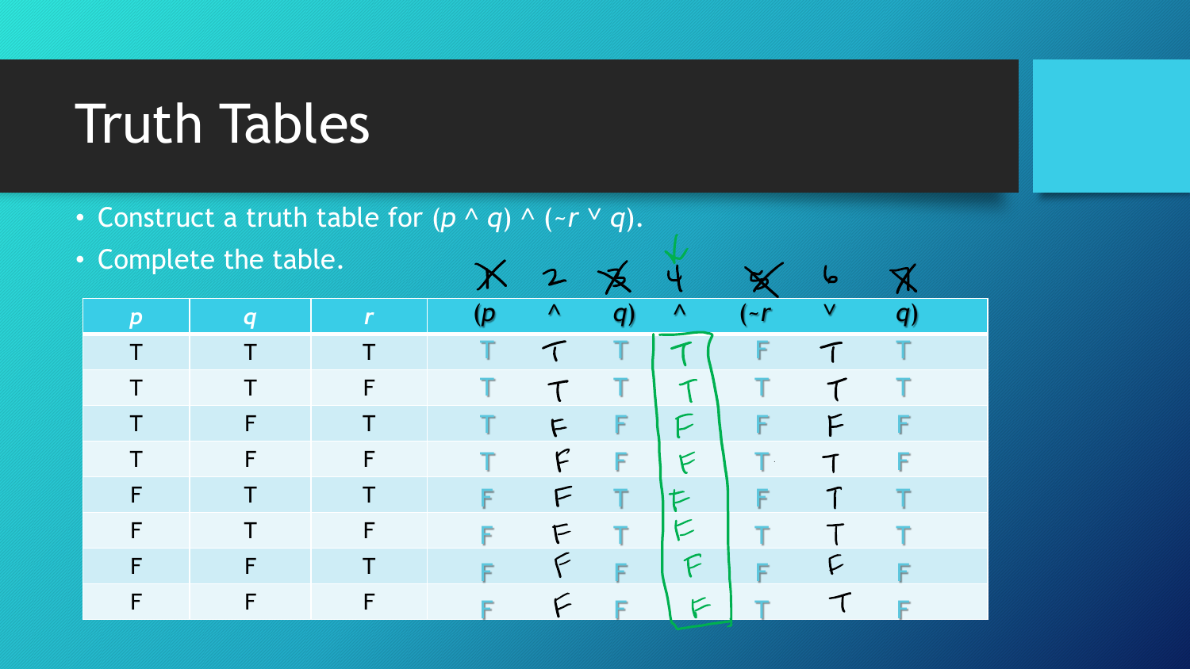# Truth Tables

- Construct a truth table for $(p \wedge q) \wedge (\sim r \vee q)$.
- Complete the table.

| $p$ | $q$ | $r$ | $(p$ | $\wedge$ | $q)$ | $\wedge$ | $(\sim r$ | $\vee$ | $q)$ |
|---|---|---|---|---|---|---|---|---|---|
| | | | 1 | 2 | 3 | 4 | 5 | 6 | 7 |
| T | T | T | T | T | T | T | F | T | T |
| T | T | F | T | T | T | T | T | T | T |
| T | F | T | T | F | F | F | F | F | F |
| T | F | F | T | F | F | F | T | T | F |
| F | T | T | F | F | T | F | F | T | T |
| F | T | F | F | F | T | F | T | T | T |
| F | F | T | F | F | F | F | F | F | F |
| F | F | F | F | F | F | F | T | T | F |